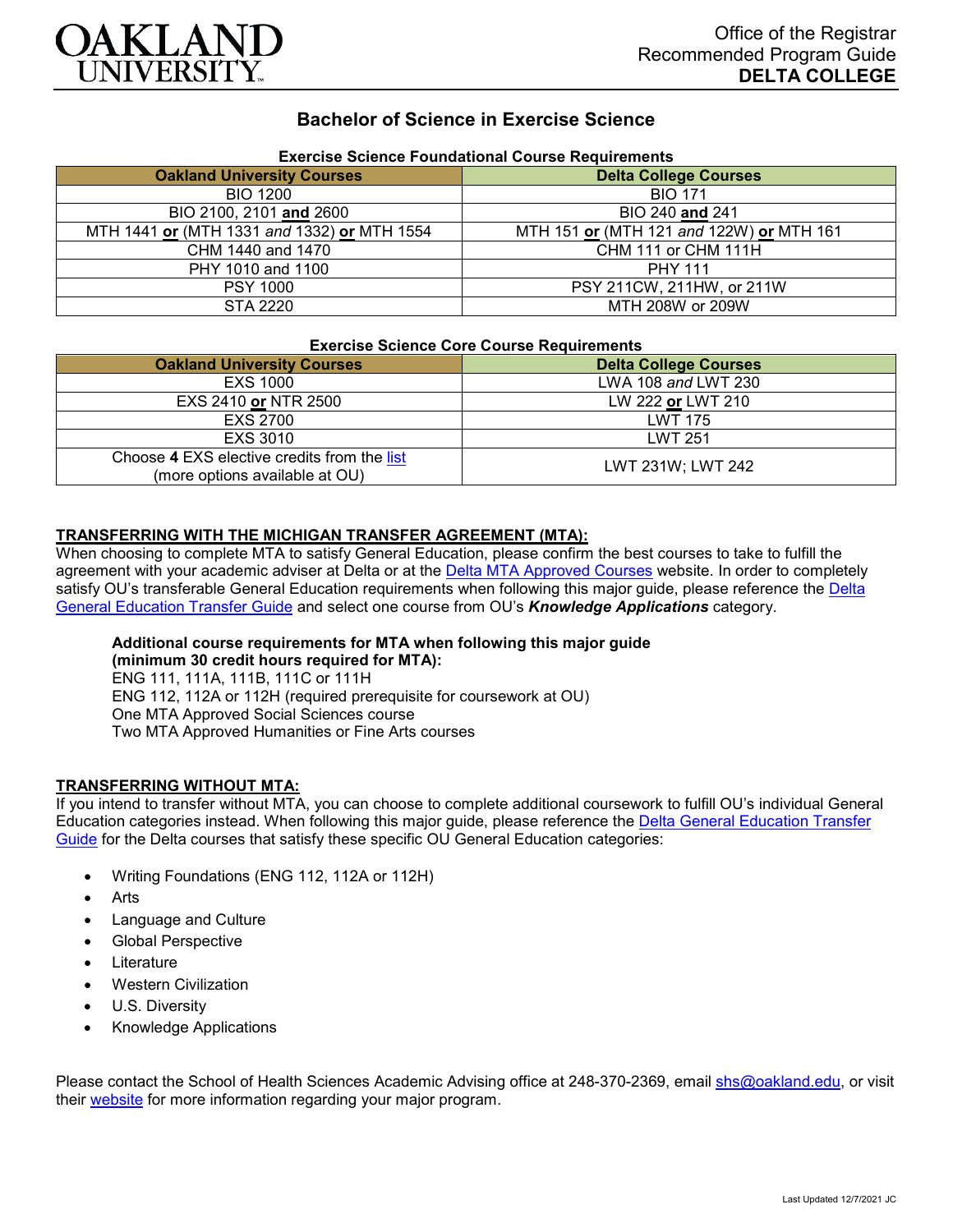Office of the Registrar
Recommended Program Guide
**DELTA COLLEGE**

# Bachelor of Science in Exercise Science

### Exercise Science Foundational Course Requirements

| Oakland University Courses | Delta College Courses |
|---|---|
| BIO 1200 | BIO 171 |
| BIO 2100, 2101 **and** 2600 | BIO 240 **and** 241 |
| MTH 1441 **or** (MTH 1331 *and* 1332) **or** MTH 1554 | MTH 151 **or** (MTH 121 *and* 122W) **or** MTH 161 |
| CHM 1440 and 1470 | CHM 111 or CHM 111H |
| PHY 1010 and 1100 | PHY 111 |
| PSY 1000 | PSY 211CW, 211HW, or 211W |
| STA 2220 | MTH 208W or 209W |

### Exercise Science Core Course Requirements

| Oakland University Courses | Delta College Courses |
|---|---|
| EXS 1000 | LWA 108 *and* LWT 230 |
| EXS 2410 **or** NTR 2500 | LW 222 **or** LWT 210 |
| EXS 2700 | LWT 175 |
| EXS 3010 | LWT 251 |
| Choose **4** EXS elective credits from the list (more options available at OU) | LWT 231W; LWT 242 |

**TRANSFERRING WITH THE MICHIGAN TRANSFER AGREEMENT (MTA):**
When choosing to complete MTA to satisfy General Education, please confirm the best courses to take to fulfill the agreement with your academic adviser at Delta or at the Delta MTA Approved Courses website. In order to completely satisfy OU's transferable General Education requirements when following this major guide, please reference the Delta General Education Transfer Guide and select one course from OU's ***Knowledge Applications*** category.

**Additional course requirements for MTA when following this major guide (minimum 30 credit hours required for MTA):**
ENG 111, 111A, 111B, 111C or 111H
ENG 112, 112A or 112H (required prerequisite for coursework at OU)
One MTA Approved Social Sciences course
Two MTA Approved Humanities or Fine Arts courses

**TRANSFERRING WITHOUT MTA:**
If you intend to transfer without MTA, you can choose to complete additional coursework to fulfill OU's individual General Education categories instead. When following this major guide, please reference the Delta General Education Transfer Guide for the Delta courses that satisfy these specific OU General Education categories:

- Writing Foundations (ENG 112, 112A or 112H)
- Arts
- Language and Culture
- Global Perspective
- Literature
- Western Civilization
- U.S. Diversity
- Knowledge Applications

Please contact the School of Health Sciences Academic Advising office at 248-370-2369, email shs@oakland.edu, or visit their website for more information regarding your major program.

Last Updated 12/7/2021 JC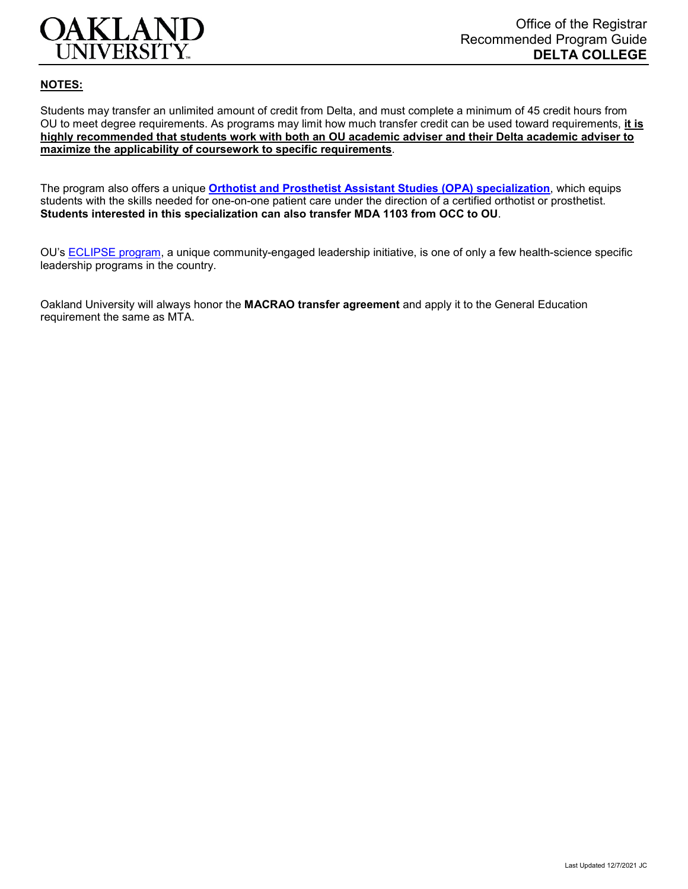**NOTES:**

Students may transfer an unlimited amount of credit from Delta, and must complete a minimum of 45 credit hours from OU to meet degree requirements. As programs may limit how much transfer credit can be used toward requirements, **it is highly recommended that students work with both an OU academic adviser and their Delta academic adviser to maximize the applicability of coursework to specific requirements**.

The program also offers a unique **Orthotist and Prosthetist Assistant Studies (OPA) specialization**, which equips students with the skills needed for one-on-one patient care under the direction of a certified orthotist or prosthetist. **Students interested in this specialization can also transfer MDA 1103 from OCC to OU**.

OU's ECLIPSE program, a unique community-engaged leadership initiative, is one of only a few health-science specific leadership programs in the country.

Oakland University will always honor the **MACRAO transfer agreement** and apply it to the General Education requirement the same as MTA.